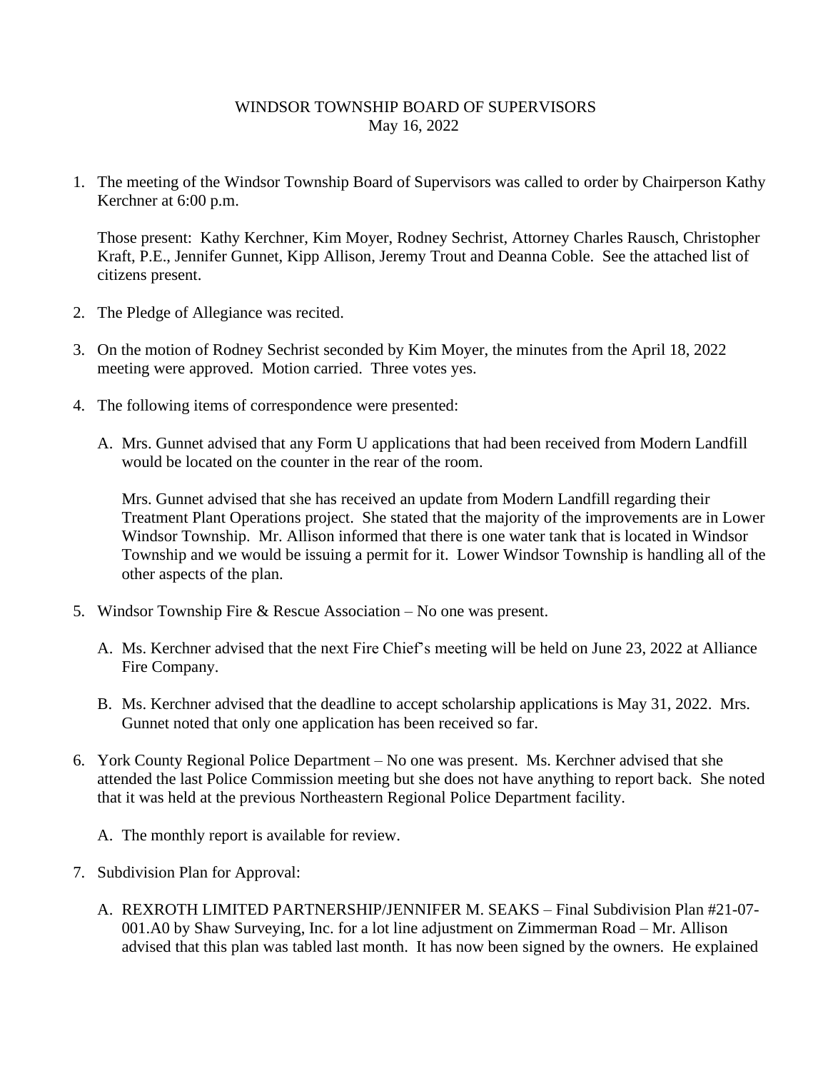WINDSOR TOWNSHIP BOARD OF SUPERVISORS
May 16, 2022

1. The meeting of the Windsor Township Board of Supervisors was called to order by Chairperson Kathy Kerchner at 6:00 p.m.

   Those present: Kathy Kerchner, Kim Moyer, Rodney Sechrist, Attorney Charles Rausch, Christopher Kraft, P.E., Jennifer Gunnet, Kipp Allison, Jeremy Trout and Deanna Coble. See the attached list of citizens present.

2. The Pledge of Allegiance was recited.

3. On the motion of Rodney Sechrist seconded by Kim Moyer, the minutes from the April 18, 2022 meeting were approved. Motion carried. Three votes yes.

4. The following items of correspondence were presented:

   A. Mrs. Gunnet advised that any Form U applications that had been received from Modern Landfill would be located on the counter in the rear of the room.

      Mrs. Gunnet advised that she has received an update from Modern Landfill regarding their Treatment Plant Operations project. She stated that the majority of the improvements are in Lower Windsor Township. Mr. Allison informed that there is one water tank that is located in Windsor Township and we would be issuing a permit for it. Lower Windsor Township is handling all of the other aspects of the plan.

5. Windsor Township Fire & Rescue Association – No one was present.

   A. Ms. Kerchner advised that the next Fire Chief's meeting will be held on June 23, 2022 at Alliance Fire Company.

   B. Ms. Kerchner advised that the deadline to accept scholarship applications is May 31, 2022. Mrs. Gunnet noted that only one application has been received so far.

6. York County Regional Police Department – No one was present. Ms. Kerchner advised that she attended the last Police Commission meeting but she does not have anything to report back. She noted that it was held at the previous Northeastern Regional Police Department facility.

   A. The monthly report is available for review.

7. Subdivision Plan for Approval:

   A. REXROTH LIMITED PARTNERSHIP/JENNIFER M. SEAKS – Final Subdivision Plan #21-07-001.A0 by Shaw Surveying, Inc. for a lot line adjustment on Zimmerman Road – Mr. Allison advised that this plan was tabled last month. It has now been signed by the owners. He explained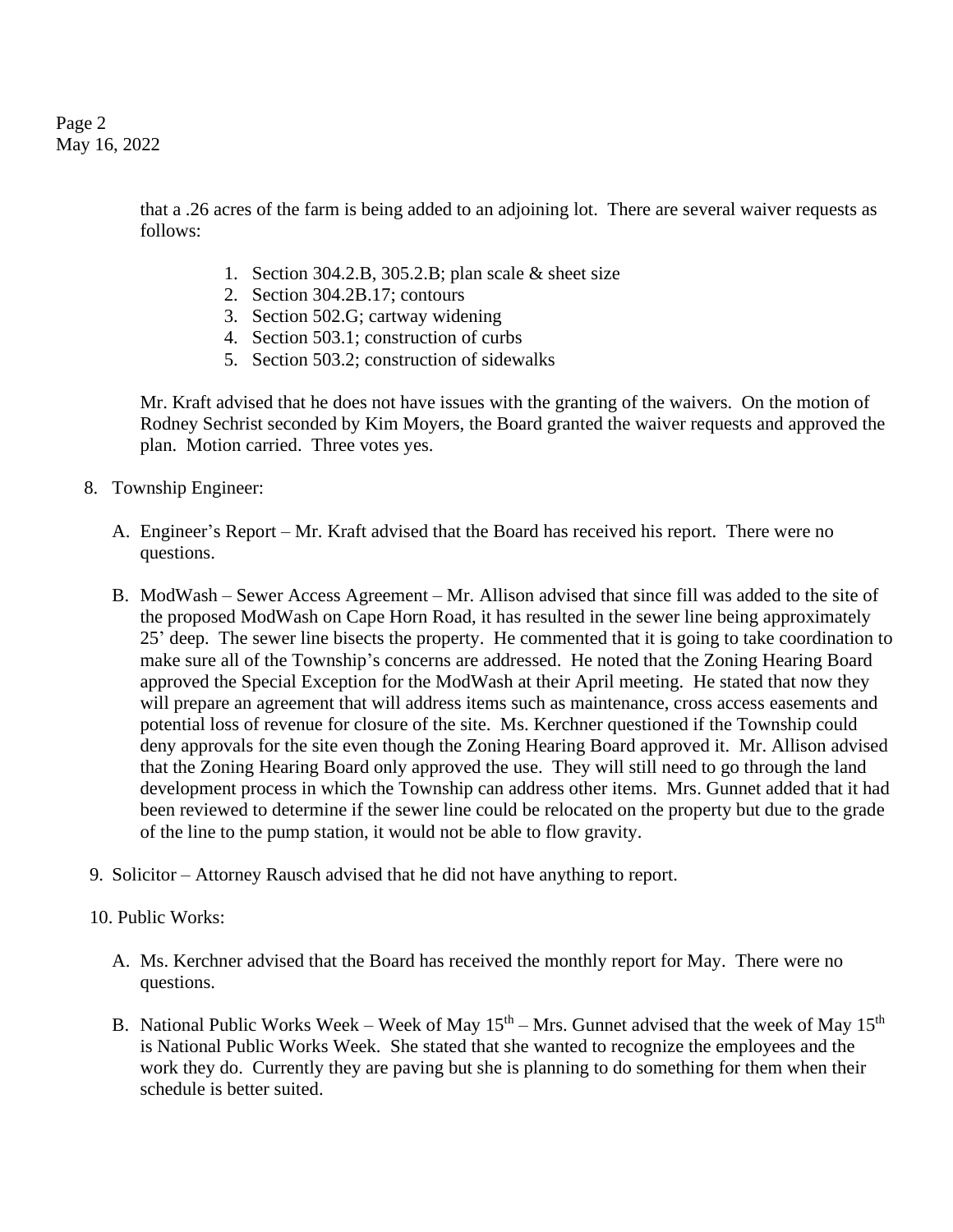that a .26 acres of the farm is being added to an adjoining lot. There are several waiver requests as follows:

1. Section 304.2.B, 305.2.B; plan scale & sheet size
2. Section 304.2B.17; contours
3. Section 502.G; cartway widening
4. Section 503.1; construction of curbs
5. Section 503.2; construction of sidewalks

Mr. Kraft advised that he does not have issues with the granting of the waivers. On the motion of Rodney Sechrist seconded by Kim Moyers, the Board granted the waiver requests and approved the plan. Motion carried. Three votes yes.

8. Township Engineer:

   A. Engineer's Report – Mr. Kraft advised that the Board has received his report. There were no questions.

   B. ModWash – Sewer Access Agreement – Mr. Allison advised that since fill was added to the site of the proposed ModWash on Cape Horn Road, it has resulted in the sewer line being approximately 25' deep. The sewer line bisects the property. He commented that it is going to take coordination to make sure all of the Township's concerns are addressed. He noted that the Zoning Hearing Board approved the Special Exception for the ModWash at their April meeting. He stated that now they will prepare an agreement that will address items such as maintenance, cross access easements and potential loss of revenue for closure of the site. Ms. Kerchner questioned if the Township could deny approvals for the site even though the Zoning Hearing Board approved it. Mr. Allison advised that the Zoning Hearing Board only approved the use. They will still need to go through the land development process in which the Township can address other items. Mrs. Gunnet added that it had been reviewed to determine if the sewer line could be relocated on the property but due to the grade of the line to the pump station, it would not be able to flow gravity.

9. Solicitor – Attorney Rausch advised that he did not have anything to report.

10. Public Works:

   A. Ms. Kerchner advised that the Board has received the monthly report for May. There were no questions.

   B. National Public Works Week – Week of May 15th – Mrs. Gunnet advised that the week of May 15th is National Public Works Week. She stated that she wanted to recognize the employees and the work they do. Currently they are paving but she is planning to do something for them when their schedule is better suited.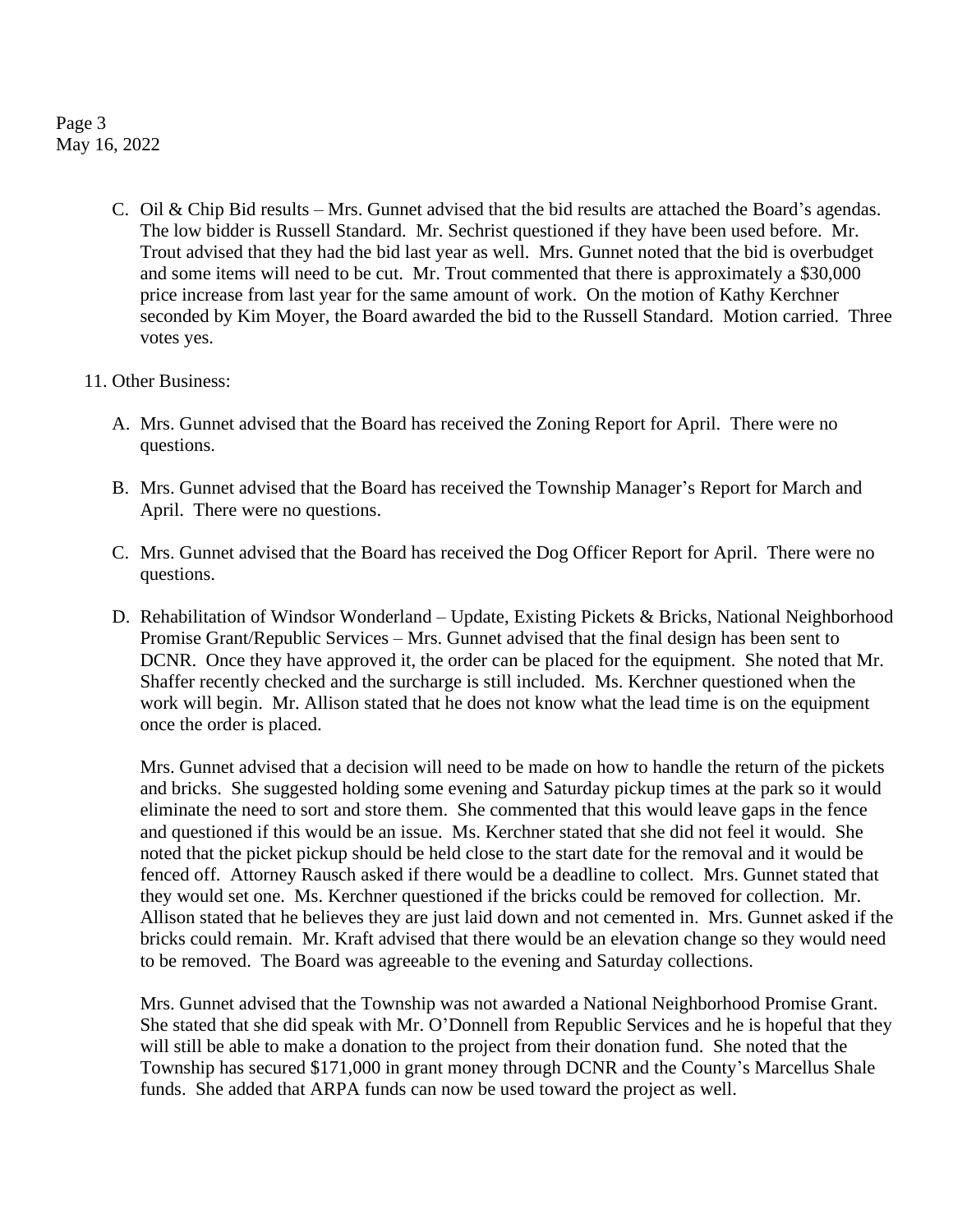C. Oil & Chip Bid results – Mrs. Gunnet advised that the bid results are attached the Board's agendas. The low bidder is Russell Standard. Mr. Sechrist questioned if they have been used before. Mr. Trout advised that they had the bid last year as well. Mrs. Gunnet noted that the bid is overbudget and some items will need to be cut. Mr. Trout commented that there is approximately a $30,000 price increase from last year for the same amount of work. On the motion of Kathy Kerchner seconded by Kim Moyer, the Board awarded the bid to the Russell Standard. Motion carried. Three votes yes.

11. Other Business:

A. Mrs. Gunnet advised that the Board has received the Zoning Report for April. There were no questions.

B. Mrs. Gunnet advised that the Board has received the Township Manager's Report for March and April. There were no questions.

C. Mrs. Gunnet advised that the Board has received the Dog Officer Report for April. There were no questions.

D. Rehabilitation of Windsor Wonderland – Update, Existing Pickets & Bricks, National Neighborhood Promise Grant/Republic Services – Mrs. Gunnet advised that the final design has been sent to DCNR. Once they have approved it, the order can be placed for the equipment. She noted that Mr. Shaffer recently checked and the surcharge is still included. Ms. Kerchner questioned when the work will begin. Mr. Allison stated that he does not know what the lead time is on the equipment once the order is placed.

   Mrs. Gunnet advised that a decision will need to be made on how to handle the return of the pickets and bricks. She suggested holding some evening and Saturday pickup times at the park so it would eliminate the need to sort and store them. She commented that this would leave gaps in the fence and questioned if this would be an issue. Ms. Kerchner stated that she did not feel it would. She noted that the picket pickup should be held close to the start date for the removal and it would be fenced off. Attorney Rausch asked if there would be a deadline to collect. Mrs. Gunnet stated that they would set one. Ms. Kerchner questioned if the bricks could be removed for collection. Mr. Allison stated that he believes they are just laid down and not cemented in. Mrs. Gunnet asked if the bricks could remain. Mr. Kraft advised that there would be an elevation change so they would need to be removed. The Board was agreeable to the evening and Saturday collections.

   Mrs. Gunnet advised that the Township was not awarded a National Neighborhood Promise Grant. She stated that she did speak with Mr. O'Donnell from Republic Services and he is hopeful that they will still be able to make a donation to the project from their donation fund. She noted that the Township has secured $171,000 in grant money through DCNR and the County's Marcellus Shale funds. She added that ARPA funds can now be used toward the project as well.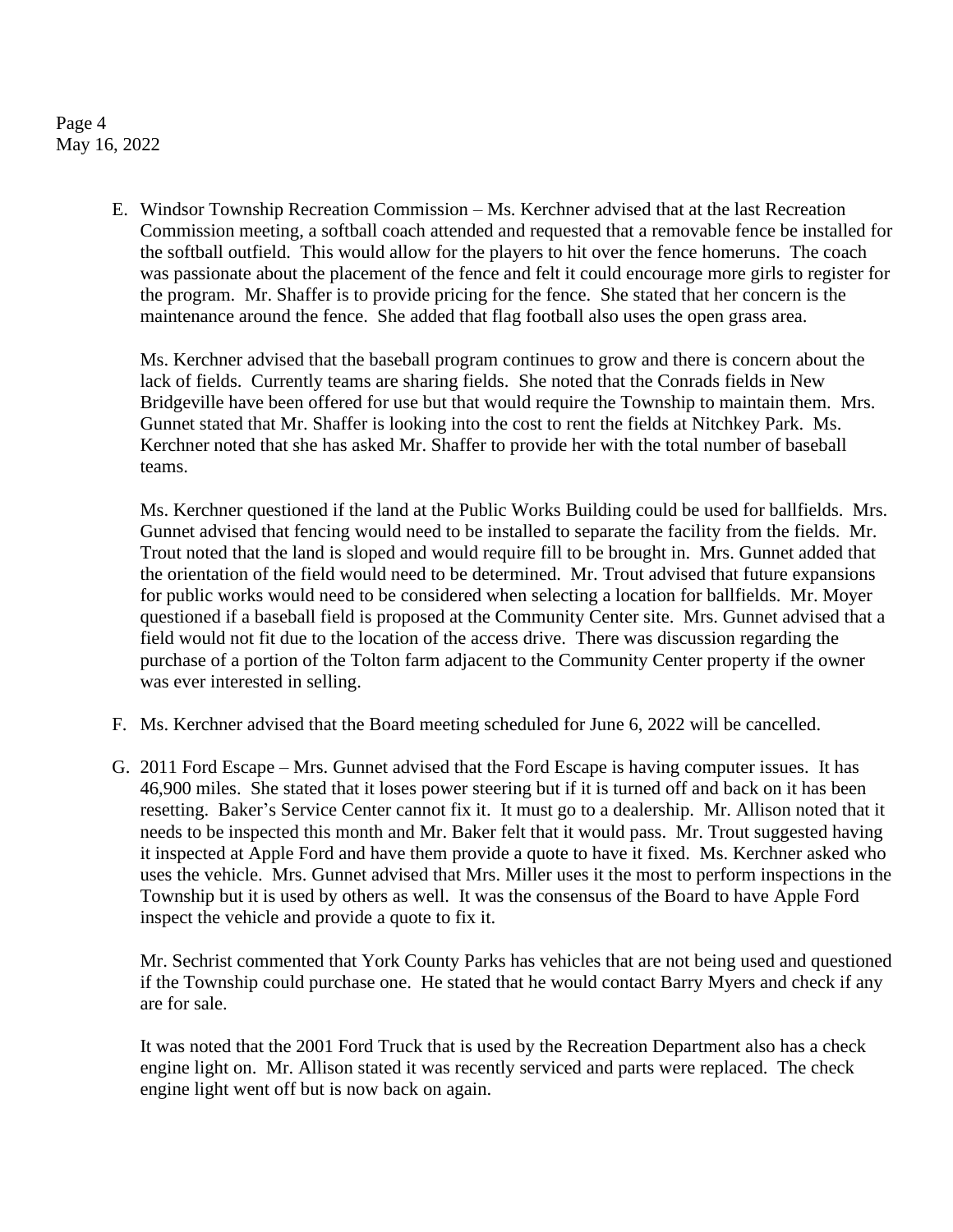E. Windsor Township Recreation Commission – Ms. Kerchner advised that at the last Recreation Commission meeting, a softball coach attended and requested that a removable fence be installed for the softball outfield. This would allow for the players to hit over the fence homeruns. The coach was passionate about the placement of the fence and felt it could encourage more girls to register for the program. Mr. Shaffer is to provide pricing for the fence. She stated that her concern is the maintenance around the fence. She added that flag football also uses the open grass area.

   Ms. Kerchner advised that the baseball program continues to grow and there is concern about the lack of fields. Currently teams are sharing fields. She noted that the Conrads fields in New Bridgeville have been offered for use but that would require the Township to maintain them. Mrs. Gunnet stated that Mr. Shaffer is looking into the cost to rent the fields at Nitchkey Park. Ms. Kerchner noted that she has asked Mr. Shaffer to provide her with the total number of baseball teams.

   Ms. Kerchner questioned if the land at the Public Works Building could be used for ballfields. Mrs. Gunnet advised that fencing would need to be installed to separate the facility from the fields. Mr. Trout noted that the land is sloped and would require fill to be brought in. Mrs. Gunnet added that the orientation of the field would need to be determined. Mr. Trout advised that future expansions for public works would need to be considered when selecting a location for ballfields. Mr. Moyer questioned if a baseball field is proposed at the Community Center site. Mrs. Gunnet advised that a field would not fit due to the location of the access drive. There was discussion regarding the purchase of a portion of the Tolton farm adjacent to the Community Center property if the owner was ever interested in selling.

F. Ms. Kerchner advised that the Board meeting scheduled for June 6, 2022 will be cancelled.

G. 2011 Ford Escape – Mrs. Gunnet advised that the Ford Escape is having computer issues. It has 46,900 miles. She stated that it loses power steering but if it is turned off and back on it has been resetting. Baker's Service Center cannot fix it. It must go to a dealership. Mr. Allison noted that it needs to be inspected this month and Mr. Baker felt that it would pass. Mr. Trout suggested having it inspected at Apple Ford and have them provide a quote to have it fixed. Ms. Kerchner asked who uses the vehicle. Mrs. Gunnet advised that Mrs. Miller uses it the most to perform inspections in the Township but it is used by others as well. It was the consensus of the Board to have Apple Ford inspect the vehicle and provide a quote to fix it.

   Mr. Sechrist commented that York County Parks has vehicles that are not being used and questioned if the Township could purchase one. He stated that he would contact Barry Myers and check if any are for sale.

   It was noted that the 2001 Ford Truck that is used by the Recreation Department also has a check engine light on. Mr. Allison stated it was recently serviced and parts were replaced. The check engine light went off but is now back on again.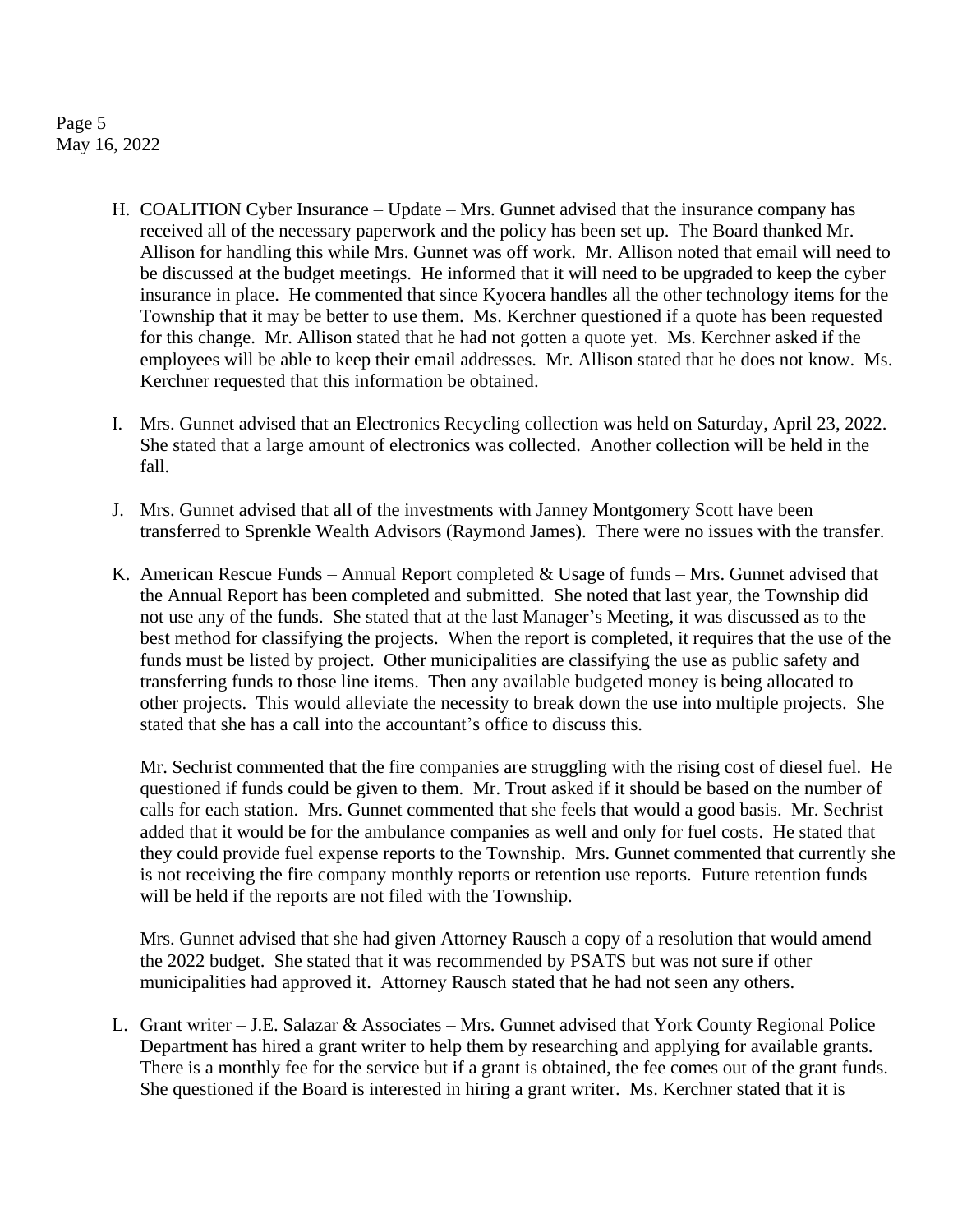H. COALITION Cyber Insurance – Update – Mrs. Gunnet advised that the insurance company has received all of the necessary paperwork and the policy has been set up. The Board thanked Mr. Allison for handling this while Mrs. Gunnet was off work. Mr. Allison noted that email will need to be discussed at the budget meetings. He informed that it will need to be upgraded to keep the cyber insurance in place. He commented that since Kyocera handles all the other technology items for the Township that it may be better to use them. Ms. Kerchner questioned if a quote has been requested for this change. Mr. Allison stated that he had not gotten a quote yet. Ms. Kerchner asked if the employees will be able to keep their email addresses. Mr. Allison stated that he does not know. Ms. Kerchner requested that this information be obtained.

I. Mrs. Gunnet advised that an Electronics Recycling collection was held on Saturday, April 23, 2022. She stated that a large amount of electronics was collected. Another collection will be held in the fall.

J. Mrs. Gunnet advised that all of the investments with Janney Montgomery Scott have been transferred to Sprenkle Wealth Advisors (Raymond James). There were no issues with the transfer.

K. American Rescue Funds – Annual Report completed & Usage of funds – Mrs. Gunnet advised that the Annual Report has been completed and submitted. She noted that last year, the Township did not use any of the funds. She stated that at the last Manager's Meeting, it was discussed as to the best method for classifying the projects. When the report is completed, it requires that the use of the funds must be listed by project. Other municipalities are classifying the use as public safety and transferring funds to those line items. Then any available budgeted money is being allocated to other projects. This would alleviate the necessity to break down the use into multiple projects. She stated that she has a call into the accountant's office to discuss this.

   Mr. Sechrist commented that the fire companies are struggling with the rising cost of diesel fuel. He questioned if funds could be given to them. Mr. Trout asked if it should be based on the number of calls for each station. Mrs. Gunnet commented that she feels that would a good basis. Mr. Sechrist added that it would be for the ambulance companies as well and only for fuel costs. He stated that they could provide fuel expense reports to the Township. Mrs. Gunnet commented that currently she is not receiving the fire company monthly reports or retention use reports. Future retention funds will be held if the reports are not filed with the Township.

   Mrs. Gunnet advised that she had given Attorney Rausch a copy of a resolution that would amend the 2022 budget. She stated that it was recommended by PSATS but was not sure if other municipalities had approved it. Attorney Rausch stated that he had not seen any others.

L. Grant writer – J.E. Salazar & Associates – Mrs. Gunnet advised that York County Regional Police Department has hired a grant writer to help them by researching and applying for available grants. There is a monthly fee for the service but if a grant is obtained, the fee comes out of the grant funds. She questioned if the Board is interested in hiring a grant writer. Ms. Kerchner stated that it is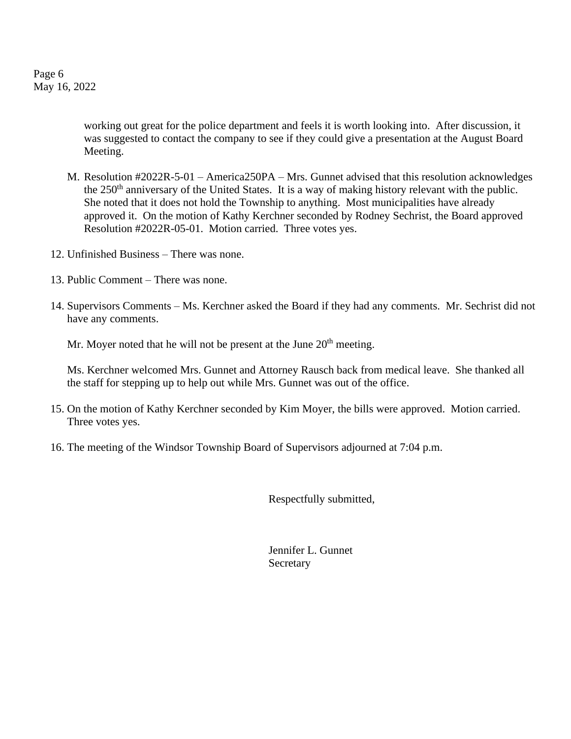working out great for the police department and feels it is worth looking into. After discussion, it was suggested to contact the company to see if they could give a presentation at the August Board Meeting.

M. Resolution #2022R-5-01 – America250PA – Mrs. Gunnet advised that this resolution acknowledges the 250th anniversary of the United States. It is a way of making history relevant with the public. She noted that it does not hold the Township to anything. Most municipalities have already approved it. On the motion of Kathy Kerchner seconded by Rodney Sechrist, the Board approved Resolution #2022R-05-01. Motion carried. Three votes yes.

12. Unfinished Business – There was none.

13. Public Comment – There was none.

14. Supervisors Comments – Ms. Kerchner asked the Board if they had any comments. Mr. Sechrist did not have any comments.

    Mr. Moyer noted that he will not be present at the June 20th meeting.

    Ms. Kerchner welcomed Mrs. Gunnet and Attorney Rausch back from medical leave. She thanked all the staff for stepping up to help out while Mrs. Gunnet was out of the office.

15. On the motion of Kathy Kerchner seconded by Kim Moyer, the bills were approved. Motion carried. Three votes yes.

16. The meeting of the Windsor Township Board of Supervisors adjourned at 7:04 p.m.

Respectfully submitted,

Jennifer L. Gunnet
Secretary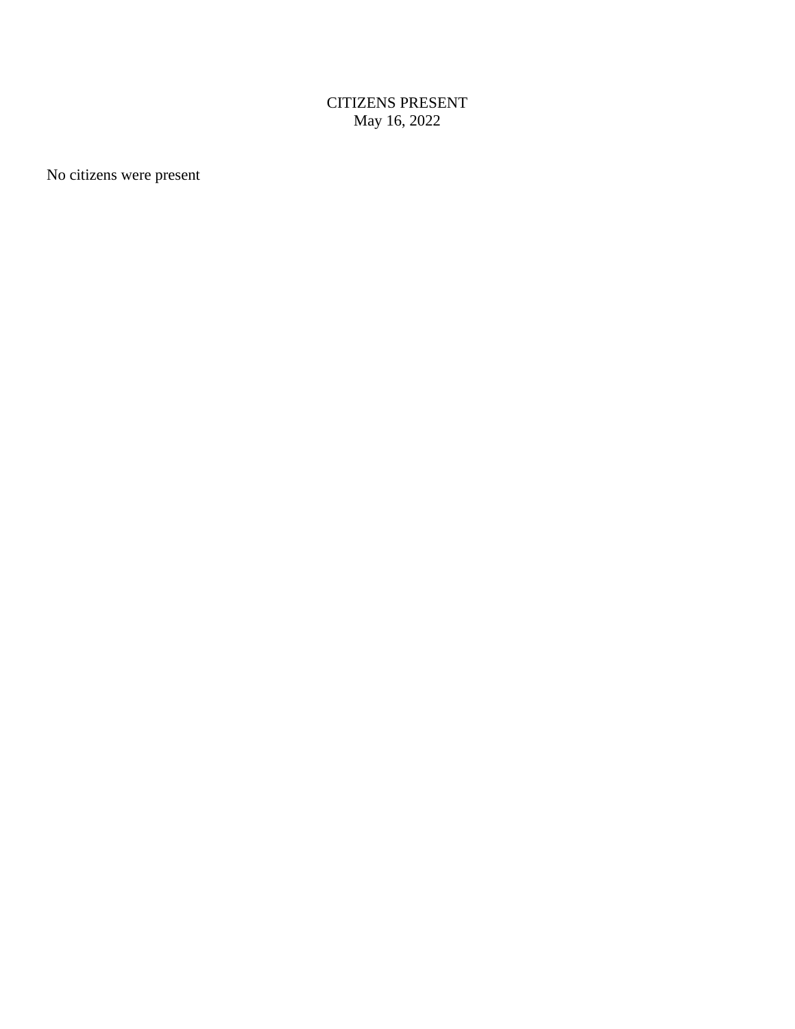# CITIZENS PRESENT
May 16, 2022

No citizens were present